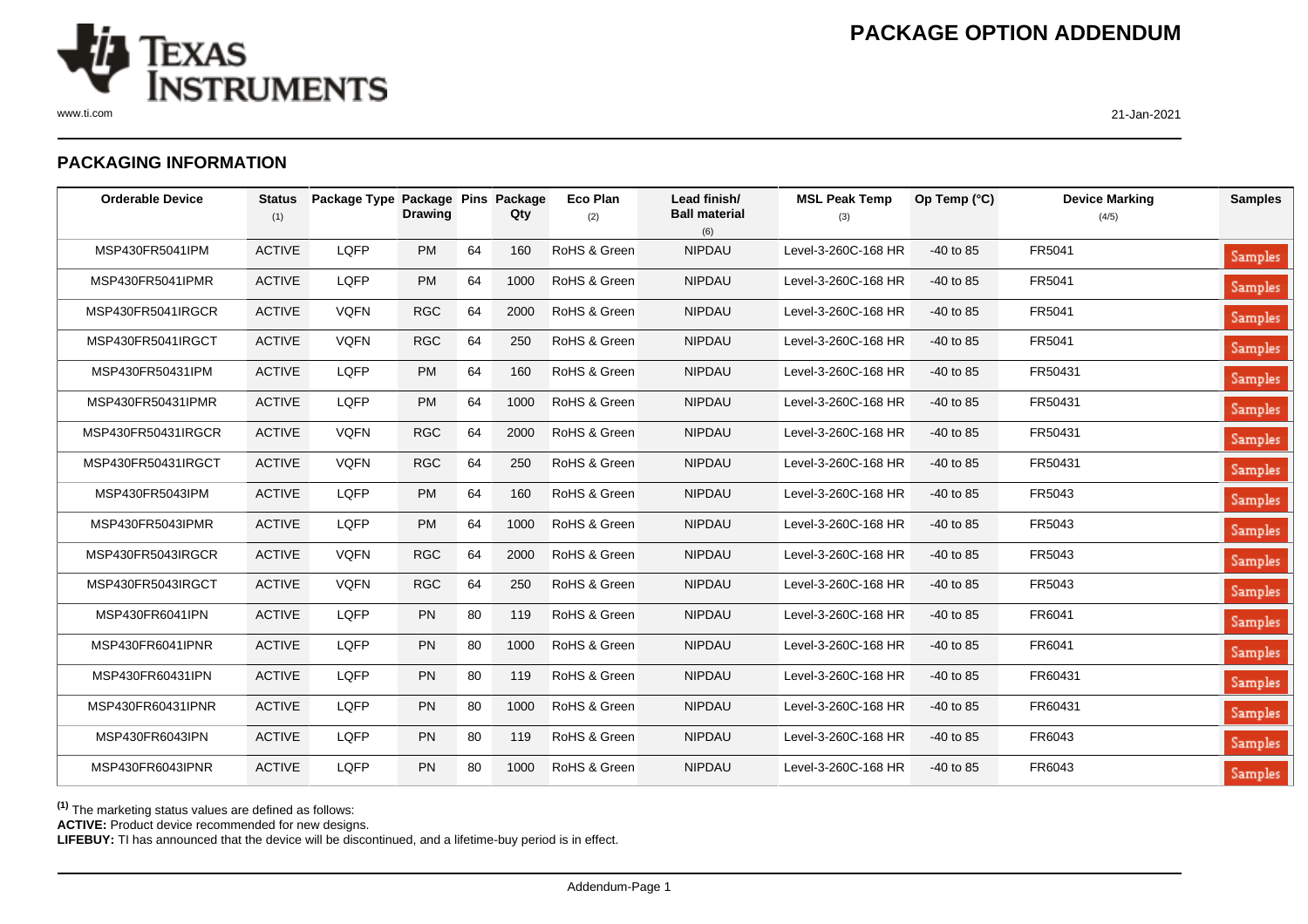# PACKAGE OPTION ADDENDUM

21-Jan-2021

## PACKAGING INFORMATION

| Orderable Device | Status (1) | Package Type | Package Drawing | Pins | Package Qty | Eco Plan (2) | Lead finish/ Ball material (6) | MSL Peak Temp (3) | Op Temp (°C) | Device Marking (4/5) | Samples |
|---|---|---|---|---|---|---|---|---|---|---|---|
| MSP430FR5041IPM | ACTIVE | LQFP | PM | 64 | 160 | RoHS & Green | NIPDAU | Level-3-260C-168 HR | -40 to 85 | FR5041 | Samples |
| MSP430FR5041IPMR | ACTIVE | LQFP | PM | 64 | 1000 | RoHS & Green | NIPDAU | Level-3-260C-168 HR | -40 to 85 | FR5041 | Samples |
| MSP430FR5041IRGCR | ACTIVE | VQFN | RGC | 64 | 2000 | RoHS & Green | NIPDAU | Level-3-260C-168 HR | -40 to 85 | FR5041 | Samples |
| MSP430FR5041IRGCT | ACTIVE | VQFN | RGC | 64 | 250 | RoHS & Green | NIPDAU | Level-3-260C-168 HR | -40 to 85 | FR5041 | Samples |
| MSP430FR50431IPM | ACTIVE | LQFP | PM | 64 | 160 | RoHS & Green | NIPDAU | Level-3-260C-168 HR | -40 to 85 | FR50431 | Samples |
| MSP430FR50431IPMR | ACTIVE | LQFP | PM | 64 | 1000 | RoHS & Green | NIPDAU | Level-3-260C-168 HR | -40 to 85 | FR50431 | Samples |
| MSP430FR50431IRGCR | ACTIVE | VQFN | RGC | 64 | 2000 | RoHS & Green | NIPDAU | Level-3-260C-168 HR | -40 to 85 | FR50431 | Samples |
| MSP430FR50431IRGCT | ACTIVE | VQFN | RGC | 64 | 250 | RoHS & Green | NIPDAU | Level-3-260C-168 HR | -40 to 85 | FR50431 | Samples |
| MSP430FR5043IPM | ACTIVE | LQFP | PM | 64 | 160 | RoHS & Green | NIPDAU | Level-3-260C-168 HR | -40 to 85 | FR5043 | Samples |
| MSP430FR5043IPMR | ACTIVE | LQFP | PM | 64 | 1000 | RoHS & Green | NIPDAU | Level-3-260C-168 HR | -40 to 85 | FR5043 | Samples |
| MSP430FR5043IRGCR | ACTIVE | VQFN | RGC | 64 | 2000 | RoHS & Green | NIPDAU | Level-3-260C-168 HR | -40 to 85 | FR5043 | Samples |
| MSP430FR5043IRGCT | ACTIVE | VQFN | RGC | 64 | 250 | RoHS & Green | NIPDAU | Level-3-260C-168 HR | -40 to 85 | FR5043 | Samples |
| MSP430FR6041IPN | ACTIVE | LQFP | PN | 80 | 119 | RoHS & Green | NIPDAU | Level-3-260C-168 HR | -40 to 85 | FR6041 | Samples |
| MSP430FR6041IPNR | ACTIVE | LQFP | PN | 80 | 1000 | RoHS & Green | NIPDAU | Level-3-260C-168 HR | -40 to 85 | FR6041 | Samples |
| MSP430FR60431IPN | ACTIVE | LQFP | PN | 80 | 119 | RoHS & Green | NIPDAU | Level-3-260C-168 HR | -40 to 85 | FR60431 | Samples |
| MSP430FR60431IPNR | ACTIVE | LQFP | PN | 80 | 1000 | RoHS & Green | NIPDAU | Level-3-260C-168 HR | -40 to 85 | FR60431 | Samples |
| MSP430FR6043IPN | ACTIVE | LQFP | PN | 80 | 119 | RoHS & Green | NIPDAU | Level-3-260C-168 HR | -40 to 85 | FR6043 | Samples |
| MSP430FR6043IPNR | ACTIVE | LQFP | PN | 80 | 1000 | RoHS & Green | NIPDAU | Level-3-260C-168 HR | -40 to 85 | FR6043 | Samples |

[1] The marketing status values are defined as follows:
**ACTIVE:** Product device recommended for new designs.
**LIFEBUY:** TI has announced that the device will be discontinued, and a lifetime-buy period is in effect.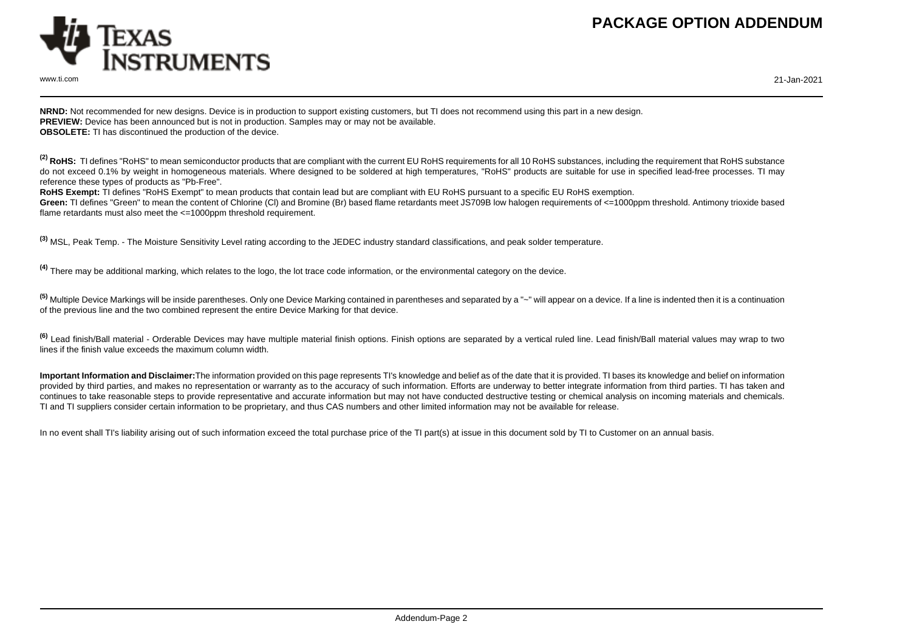**NRND:** Not recommended for new designs. Device is in production to support existing customers, but TI does not recommend using this part in a new design.
**PREVIEW:** Device has been announced but is not in production. Samples may or may not be available.
**OBSOLETE:** TI has discontinued the production of the device.

[(2)] **RoHS:** TI defines "RoHS" to mean semiconductor products that are compliant with the current EU RoHS requirements for all 10 RoHS substances, including the requirement that RoHS substance do not exceed 0.1% by weight in homogeneous materials. Where designed to be soldered at high temperatures, "RoHS" products are suitable for use in specified lead-free processes. TI may reference these types of products as "Pb-Free".
**RoHS Exempt:** TI defines "RoHS Exempt" to mean products that contain lead but are compliant with EU RoHS pursuant to a specific EU RoHS exemption.
**Green:** TI defines "Green" to mean the content of Chlorine (Cl) and Bromine (Br) based flame retardants meet JS709B low halogen requirements of <=1000ppm threshold. Antimony trioxide based flame retardants must also meet the <=1000ppm threshold requirement.

[(3)] MSL, Peak Temp. - The Moisture Sensitivity Level rating according to the JEDEC industry standard classifications, and peak solder temperature.

[(4)] There may be additional marking, which relates to the logo, the lot trace code information, or the environmental category on the device.

[(5)] Multiple Device Markings will be inside parentheses. Only one Device Marking contained in parentheses and separated by a "~" will appear on a device. If a line is indented then it is a continuation of the previous line and the two combined represent the entire Device Marking for that device.

[(6)] Lead finish/Ball material - Orderable Devices may have multiple material finish options. Finish options are separated by a vertical ruled line. Lead finish/Ball material values may wrap to two lines if the finish value exceeds the maximum column width.

**Important Information and Disclaimer:**The information provided on this page represents TI's knowledge and belief as of the date that it is provided. TI bases its knowledge and belief on information provided by third parties, and makes no representation or warranty as to the accuracy of such information. Efforts are underway to better integrate information from third parties. TI has taken and continues to take reasonable steps to provide representative and accurate information but may not have conducted destructive testing or chemical analysis on incoming materials and chemicals. TI and TI suppliers consider certain information to be proprietary, and thus CAS numbers and other limited information may not be available for release.

In no event shall TI's liability arising out of such information exceed the total purchase price of the TI part(s) at issue in this document sold by TI to Customer on an annual basis.